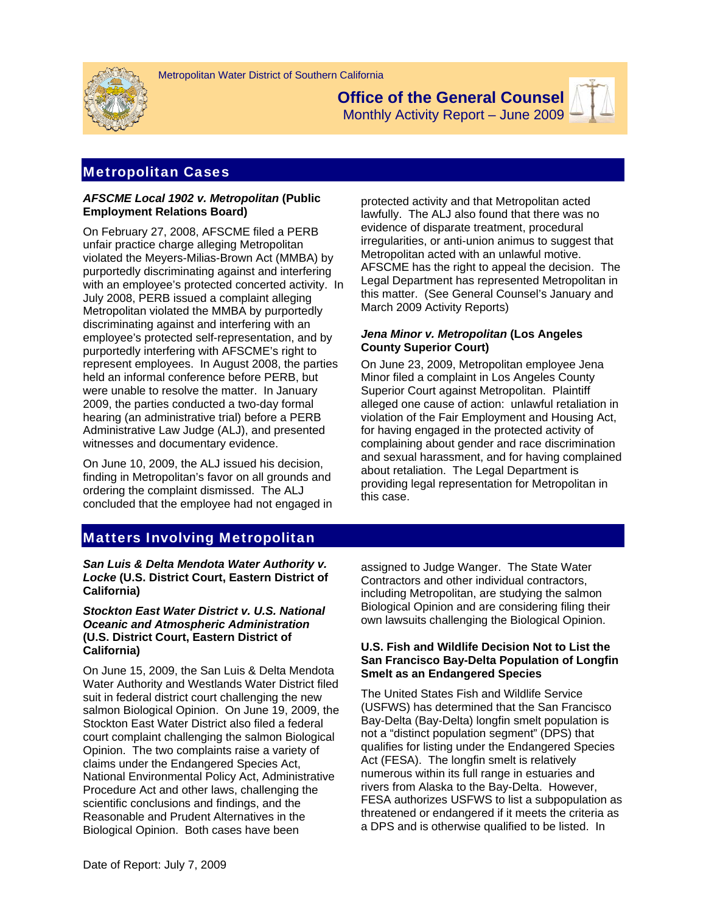Metropolitan Water District of Southern California

# Office of the General Counsel

Monthly Activity Report – June 2009

## Metropolitan Cases

***AFSCME Local 1902 v. Metropolitan* (Public Employment Relations Board)**

On February 27, 2008, AFSCME filed a PERB unfair practice charge alleging Metropolitan violated the Meyers-Milias-Brown Act (MMBA) by purportedly discriminating against and interfering with an employee's protected concerted activity. In July 2008, PERB issued a complaint alleging Metropolitan violated the MMBA by purportedly discriminating against and interfering with an employee's protected self-representation, and by purportedly interfering with AFSCME's right to represent employees. In August 2008, the parties held an informal conference before PERB, but were unable to resolve the matter. In January 2009, the parties conducted a two-day formal hearing (an administrative trial) before a PERB Administrative Law Judge (ALJ), and presented witnesses and documentary evidence.

On June 10, 2009, the ALJ issued his decision, finding in Metropolitan's favor on all grounds and ordering the complaint dismissed. The ALJ concluded that the employee had not engaged in protected activity and that Metropolitan acted lawfully. The ALJ also found that there was no evidence of disparate treatment, procedural irregularities, or anti-union animus to suggest that Metropolitan acted with an unlawful motive. AFSCME has the right to appeal the decision. The Legal Department has represented Metropolitan in this matter. (See General Counsel's January and March 2009 Activity Reports)

***Jena Minor v. Metropolitan* (Los Angeles County Superior Court)**

On June 23, 2009, Metropolitan employee Jena Minor filed a complaint in Los Angeles County Superior Court against Metropolitan. Plaintiff alleged one cause of action: unlawful retaliation in violation of the Fair Employment and Housing Act, for having engaged in the protected activity of complaining about gender and race discrimination and sexual harassment, and for having complained about retaliation. The Legal Department is providing legal representation for Metropolitan in this case.

## Matters Involving Metropolitan

***San Luis & Delta Mendota Water Authority v. Locke* (U.S. District Court, Eastern District of California)**

***Stockton East Water District v. U.S. National Oceanic and Atmospheric Administration* (U.S. District Court, Eastern District of California)**

On June 15, 2009, the San Luis & Delta Mendota Water Authority and Westlands Water District filed suit in federal district court challenging the new salmon Biological Opinion. On June 19, 2009, the Stockton East Water District also filed a federal court complaint challenging the salmon Biological Opinion. The two complaints raise a variety of claims under the Endangered Species Act, National Environmental Policy Act, Administrative Procedure Act and other laws, challenging the scientific conclusions and findings, and the Reasonable and Prudent Alternatives in the Biological Opinion. Both cases have been assigned to Judge Wanger. The State Water Contractors and other individual contractors, including Metropolitan, are studying the salmon Biological Opinion and are considering filing their own lawsuits challenging the Biological Opinion.

**U.S. Fish and Wildlife Decision Not to List the San Francisco Bay-Delta Population of Longfin Smelt as an Endangered Species**

The United States Fish and Wildlife Service (USFWS) has determined that the San Francisco Bay-Delta (Bay-Delta) longfin smelt population is not a "distinct population segment" (DPS) that qualifies for listing under the Endangered Species Act (FESA). The longfin smelt is relatively numerous within its full range in estuaries and rivers from Alaska to the Bay-Delta. However, FESA authorizes USFWS to list a subpopulation as threatened or endangered if it meets the criteria as a DPS and is otherwise qualified to be listed. In

Date of Report: July 7, 2009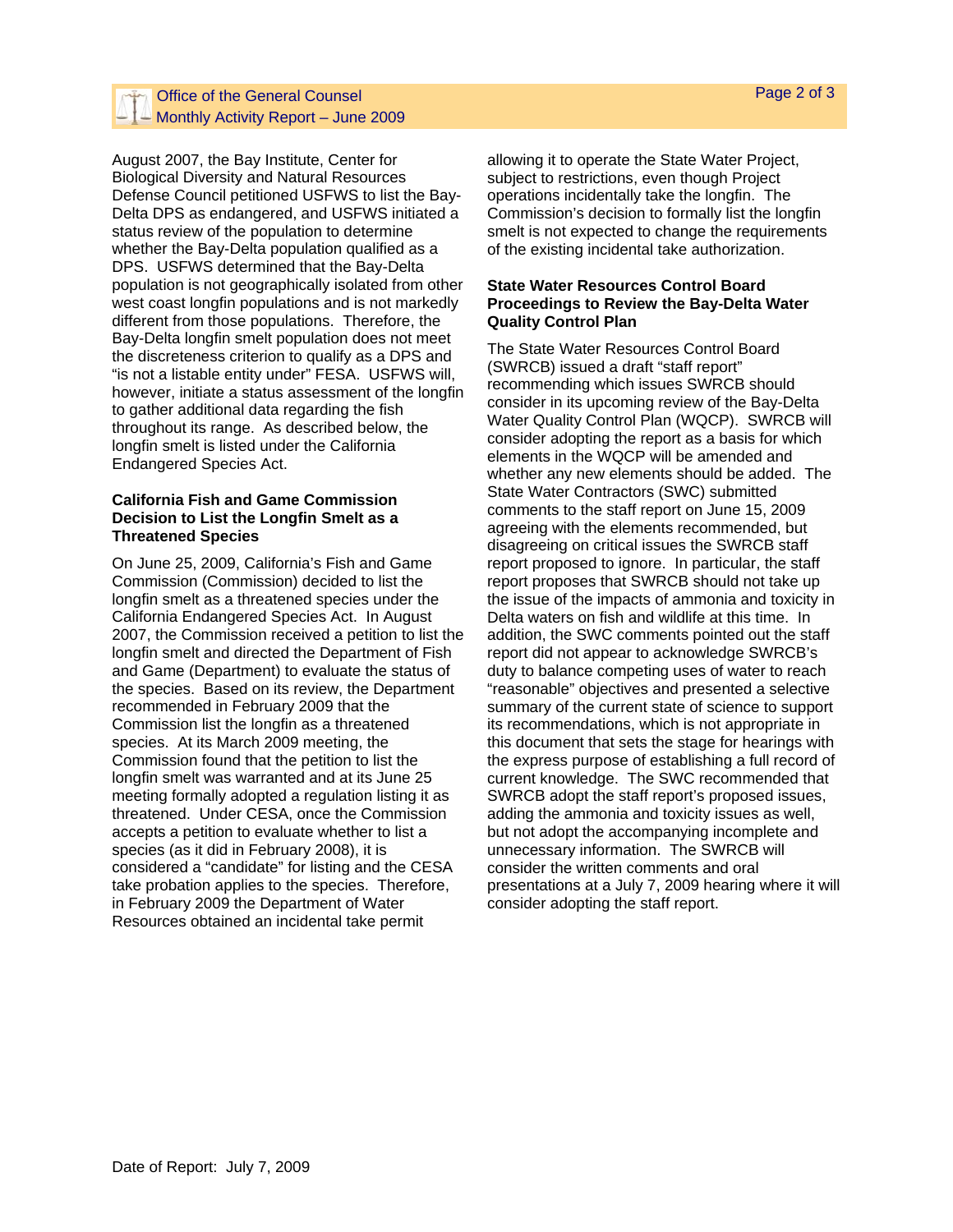August 2007, the Bay Institute, Center for Biological Diversity and Natural Resources Defense Council petitioned USFWS to list the Bay-Delta DPS as endangered, and USFWS initiated a status review of the population to determine whether the Bay-Delta population qualified as a DPS. USFWS determined that the Bay-Delta population is not geographically isolated from other west coast longfin populations and is not markedly different from those populations. Therefore, the Bay-Delta longfin smelt population does not meet the discreteness criterion to qualify as a DPS and "is not a listable entity under" FESA. USFWS will, however, initiate a status assessment of the longfin to gather additional data regarding the fish throughout its range. As described below, the longfin smelt is listed under the California Endangered Species Act.

**California Fish and Game Commission Decision to List the Longfin Smelt as a Threatened Species**

On June 25, 2009, California's Fish and Game Commission (Commission) decided to list the longfin smelt as a threatened species under the California Endangered Species Act. In August 2007, the Commission received a petition to list the longfin smelt and directed the Department of Fish and Game (Department) to evaluate the status of the species. Based on its review, the Department recommended in February 2009 that the Commission list the longfin as a threatened species. At its March 2009 meeting, the Commission found that the petition to list the longfin smelt was warranted and at its June 25 meeting formally adopted a regulation listing it as threatened. Under CESA, once the Commission accepts a petition to evaluate whether to list a species (as it did in February 2008), it is considered a "candidate" for listing and the CESA take probation applies to the species. Therefore, in February 2009 the Department of Water Resources obtained an incidental take permit allowing it to operate the State Water Project, subject to restrictions, even though Project operations incidentally take the longfin. The Commission's decision to formally list the longfin smelt is not expected to change the requirements of the existing incidental take authorization.

**State Water Resources Control Board Proceedings to Review the Bay-Delta Water Quality Control Plan**

The State Water Resources Control Board (SWRCB) issued a draft "staff report" recommending which issues SWRCB should consider in its upcoming review of the Bay-Delta Water Quality Control Plan (WQCP). SWRCB will consider adopting the report as a basis for which elements in the WQCP will be amended and whether any new elements should be added. The State Water Contractors (SWC) submitted comments to the staff report on June 15, 2009 agreeing with the elements recommended, but disagreeing on critical issues the SWRCB staff report proposed to ignore. In particular, the staff report proposes that SWRCB should not take up the issue of the impacts of ammonia and toxicity in Delta waters on fish and wildlife at this time. In addition, the SWC comments pointed out the staff report did not appear to acknowledge SWRCB's duty to balance competing uses of water to reach "reasonable" objectives and presented a selective summary of the current state of science to support its recommendations, which is not appropriate in this document that sets the stage for hearings with the express purpose of establishing a full record of current knowledge. The SWC recommended that SWRCB adopt the staff report's proposed issues, adding the ammonia and toxicity issues as well, but not adopt the accompanying incomplete and unnecessary information. The SWRCB will consider the written comments and oral presentations at a July 7, 2009 hearing where it will consider adopting the staff report.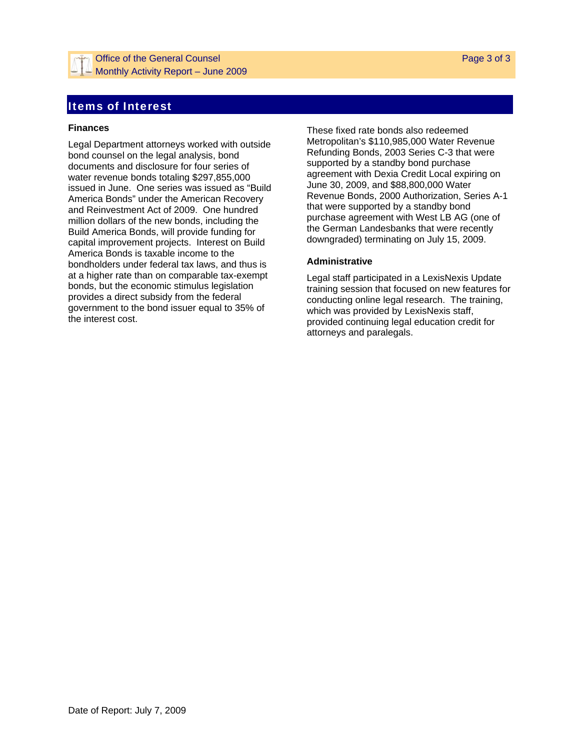## Items of Interest

### Finances

Legal Department attorneys worked with outside bond counsel on the legal analysis, bond documents and disclosure for four series of water revenue bonds totaling $297,855,000 issued in June. One series was issued as "Build America Bonds" under the American Recovery and Reinvestment Act of 2009. One hundred million dollars of the new bonds, including the Build America Bonds, will provide funding for capital improvement projects. Interest on Build America Bonds is taxable income to the bondholders under federal tax laws, and thus is at a higher rate than on comparable tax-exempt bonds, but the economic stimulus legislation provides a direct subsidy from the federal government to the bond issuer equal to 35% of the interest cost.

These fixed rate bonds also redeemed Metropolitan's $110,985,000 Water Revenue Refunding Bonds, 2003 Series C-3 that were supported by a standby bond purchase agreement with Dexia Credit Local expiring on June 30, 2009, and $88,800,000 Water Revenue Bonds, 2000 Authorization, Series A-1 that were supported by a standby bond purchase agreement with West LB AG (one of the German Landesbanks that were recently downgraded) terminating on July 15, 2009.

### Administrative

Legal staff participated in a LexisNexis Update training session that focused on new features for conducting online legal research. The training, which was provided by LexisNexis staff, provided continuing legal education credit for attorneys and paralegals.

Date of Report: July 7, 2009